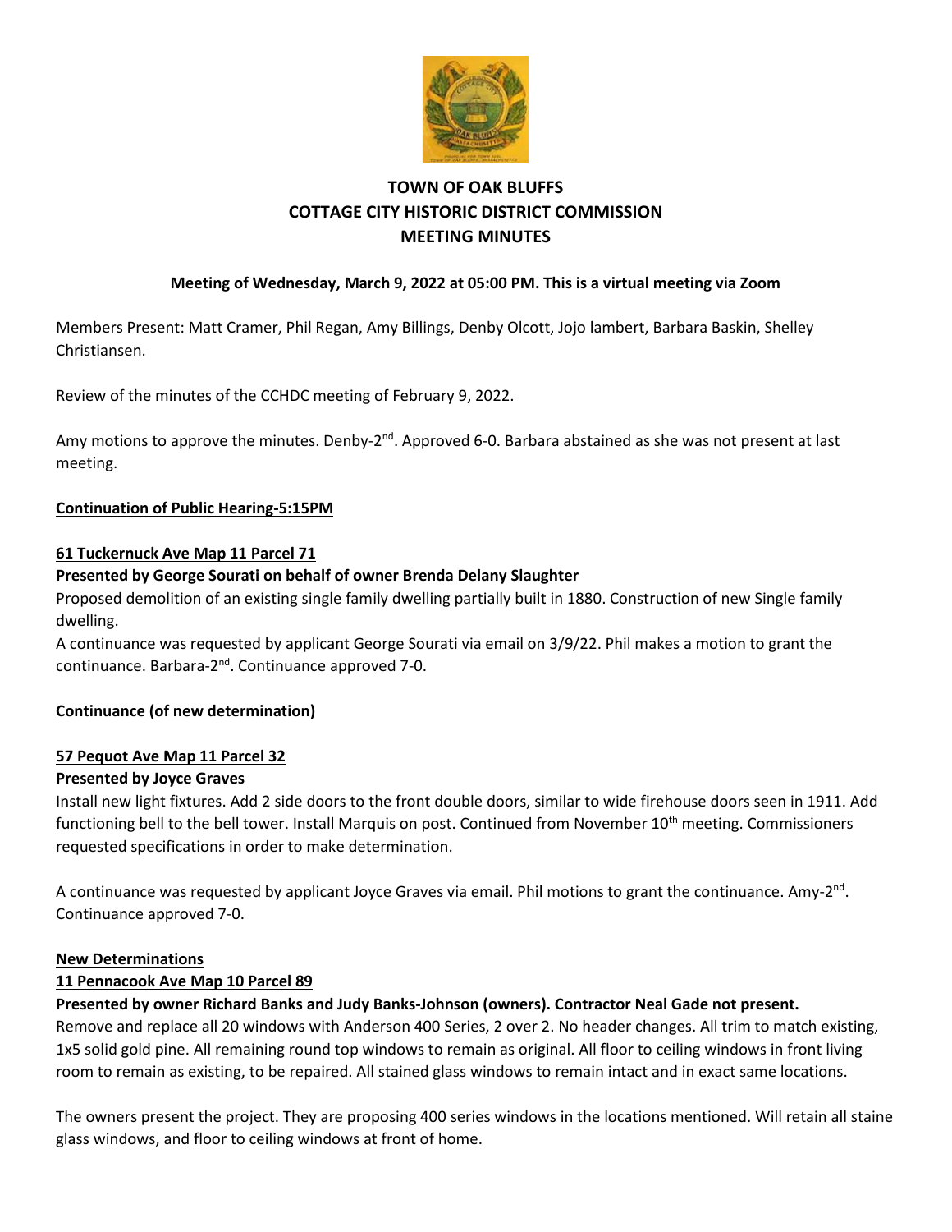**TOWN OF OAK BLUFFS**
**COTTAGE CITY HISTORIC DISTRICT COMMISSION**
**MEETING MINUTES**

**Meeting of Wednesday, March 9, 2022 at 05:00 PM. This is a virtual meeting via Zoom**

Members Present: Matt Cramer, Phil Regan, Amy Billings, Denby Olcott, Jojo lambert, Barbara Baskin, Shelley Christiansen.

Review of the minutes of the CCHDC meeting of February 9, 2022.

Amy motions to approve the minutes. Denby-2nd. Approved 6-0. Barbara abstained as she was not present at last meeting.

**Continuation of Public Hearing-5:15PM**

**61 Tuckernuck Ave Map 11 Parcel 71**

**Presented by George Sourati on behalf of owner Brenda Delany Slaughter**

Proposed demolition of an existing single family dwelling partially built in 1880. Construction of new Single family dwelling.

A continuance was requested by applicant George Sourati via email on 3/9/22. Phil makes a motion to grant the continuance. Barbara-2nd. Continuance approved 7-0.

**Continuance (of new determination)**

**57 Pequot Ave Map 11 Parcel 32**

**Presented by Joyce Graves**

Install new light fixtures. Add 2 side doors to the front double doors, similar to wide firehouse doors seen in 1911. Add functioning bell to the bell tower. Install Marquis on post. Continued from November 10th meeting. Commissioners requested specifications in order to make determination.

A continuance was requested by applicant Joyce Graves via email. Phil motions to grant the continuance. Amy-2nd. Continuance approved 7-0.

**New Determinations**

**11 Pennacook Ave Map 10 Parcel 89**

**Presented by owner Richard Banks and Judy Banks-Johnson (owners). Contractor Neal Gade not present.**

Remove and replace all 20 windows with Anderson 400 Series, 2 over 2. No header changes. All trim to match existing, 1x5 solid gold pine. All remaining round top windows to remain as original. All floor to ceiling windows in front living room to remain as existing, to be repaired. All stained glass windows to remain intact and in exact same locations.

The owners present the project. They are proposing 400 series windows in the locations mentioned. Will retain all staine glass windows, and floor to ceiling windows at front of home.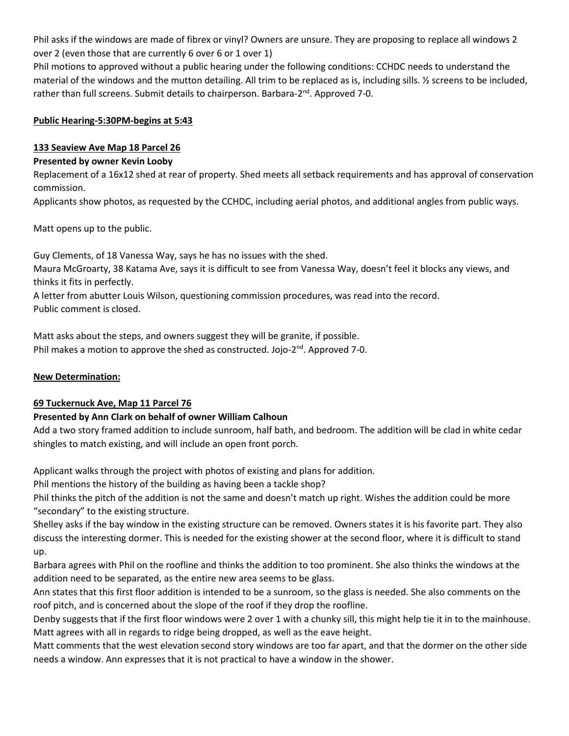Phil asks if the windows are made of fibrex or vinyl? Owners are unsure. They are proposing to replace all windows 2 over 2 (even those that are currently 6 over 6 or 1 over 1)

Phil motions to approved without a public hearing under the following conditions: CCHDC needs to understand the material of the windows and the mutton detailing. All trim to be replaced as is, including sills. ½ screens to be included, rather than full screens. Submit details to chairperson. Barbara-2nd. Approved 7-0.

**Public Hearing-5:30PM-begins at 5:43**

**133 Seaview Ave Map 18 Parcel 26**

**Presented by owner Kevin Looby**

Replacement of a 16x12 shed at rear of property. Shed meets all setback requirements and has approval of conservation commission.

Applicants show photos, as requested by the CCHDC, including aerial photos, and additional angles from public ways.

Matt opens up to the public.

Guy Clements, of 18 Vanessa Way, says he has no issues with the shed.

Maura McGroarty, 38 Katama Ave, says it is difficult to see from Vanessa Way, doesn't feel it blocks any views, and thinks it fits in perfectly.

A letter from abutter Louis Wilson, questioning commission procedures, was read into the record.

Public comment is closed.

Matt asks about the steps, and owners suggest they will be granite, if possible.

Phil makes a motion to approve the shed as constructed. Jojo-2nd. Approved 7-0.

**New Determination:**

**69 Tuckernuck Ave, Map 11 Parcel 76**

**Presented by Ann Clark on behalf of owner William Calhoun**

Add a two story framed addition to include sunroom, half bath, and bedroom. The addition will be clad in white cedar shingles to match existing, and will include an open front porch.

Applicant walks through the project with photos of existing and plans for addition.

Phil mentions the history of the building as having been a tackle shop?

Phil thinks the pitch of the addition is not the same and doesn't match up right. Wishes the addition could be more "secondary" to the existing structure.

Shelley asks if the bay window in the existing structure can be removed. Owners states it is his favorite part. They also discuss the interesting dormer. This is needed for the existing shower at the second floor, where it is difficult to stand up.

Barbara agrees with Phil on the roofline and thinks the addition to too prominent. She also thinks the windows at the addition need to be separated, as the entire new area seems to be glass.

Ann states that this first floor addition is intended to be a sunroom, so the glass is needed. She also comments on the roof pitch, and is concerned about the slope of the roof if they drop the roofline.

Denby suggests that if the first floor windows were 2 over 1 with a chunky sill, this might help tie it in to the mainhouse.

Matt agrees with all in regards to ridge being dropped, as well as the eave height.

Matt comments that the west elevation second story windows are too far apart, and that the dormer on the other side needs a window. Ann expresses that it is not practical to have a window in the shower.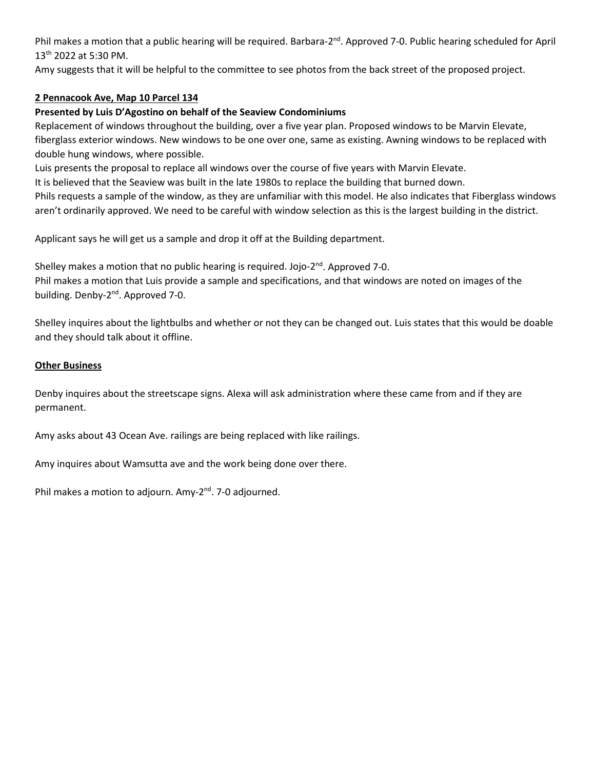Phil makes a motion that a public hearing will be required. Barbara-2nd. Approved 7-0. Public hearing scheduled for April 13th 2022 at 5:30 PM.

Amy suggests that it will be helpful to the committee to see photos from the back street of the proposed project.

**2 Pennacook Ave, Map 10 Parcel 134**

**Presented by Luis D'Agostino on behalf of the Seaview Condominiums**

Replacement of windows throughout the building, over a five year plan. Proposed windows to be Marvin Elevate, fiberglass exterior windows. New windows to be one over one, same as existing. Awning windows to be replaced with double hung windows, where possible.

Luis presents the proposal to replace all windows over the course of five years with Marvin Elevate.

It is believed that the Seaview was built in the late 1980s to replace the building that burned down.

Phils requests a sample of the window, as they are unfamiliar with this model. He also indicates that Fiberglass windows aren't ordinarily approved. We need to be careful with window selection as this is the largest building in the district.

Applicant says he will get us a sample and drop it off at the Building department.

Shelley makes a motion that no public hearing is required. Jojo-2nd. Approved 7-0.

Phil makes a motion that Luis provide a sample and specifications, and that windows are noted on images of the building. Denby-2nd. Approved 7-0.

Shelley inquires about the lightbulbs and whether or not they can be changed out. Luis states that this would be doable and they should talk about it offline.

**Other Business**

Denby inquires about the streetscape signs. Alexa will ask administration where these came from and if they are permanent.

Amy asks about 43 Ocean Ave. railings are being replaced with like railings.

Amy inquires about Wamsutta ave and the work being done over there.

Phil makes a motion to adjourn. Amy-2nd. 7-0 adjourned.